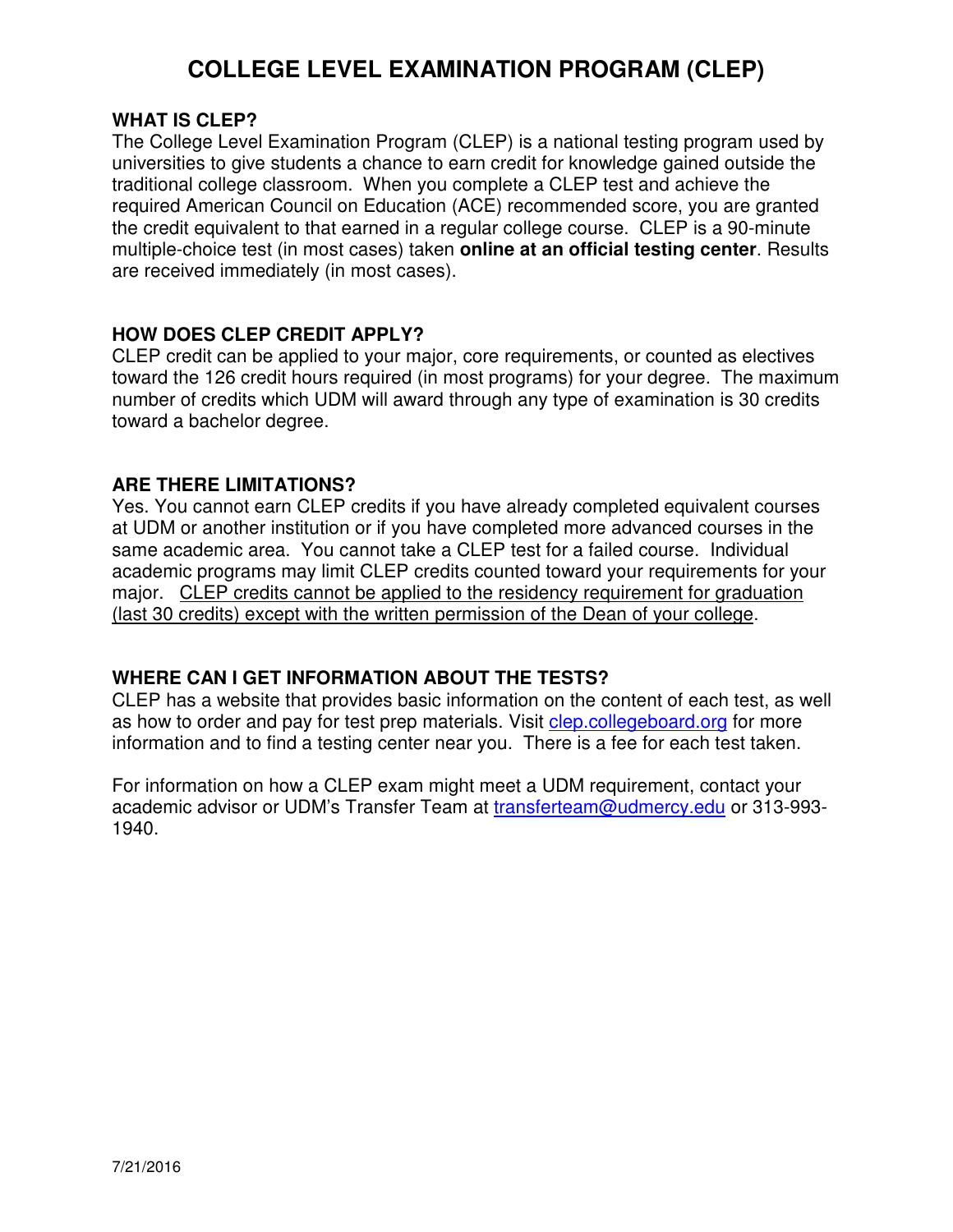# COLLEGE LEVEL EXAMINATION PROGRAM (CLEP)

## WHAT IS CLEP?

The College Level Examination Program (CLEP) is a national testing program used by universities to give students a chance to earn credit for knowledge gained outside the traditional college classroom. When you complete a CLEP test and achieve the required American Council on Education (ACE) recommended score, you are granted the credit equivalent to that earned in a regular college course. CLEP is a 90-minute multiple-choice test (in most cases) taken **online at an official testing center**. Results are received immediately (in most cases).

## HOW DOES CLEP CREDIT APPLY?

CLEP credit can be applied to your major, core requirements, or counted as electives toward the 126 credit hours required (in most programs) for your degree. The maximum number of credits which UDM will award through any type of examination is 30 credits toward a bachelor degree.

## ARE THERE LIMITATIONS?

Yes. You cannot earn CLEP credits if you have already completed equivalent courses at UDM or another institution or if you have completed more advanced courses in the same academic area. You cannot take a CLEP test for a failed course. Individual academic programs may limit CLEP credits counted toward your requirements for your major. <u>CLEP credits cannot be applied to the residency requirement for graduation (last 30 credits) except with the written permission of the Dean of your college</u>.

## WHERE CAN I GET INFORMATION ABOUT THE TESTS?

CLEP has a website that provides basic information on the content of each test, as well as how to order and pay for test prep materials. Visit [clep.collegeboard.org](http://clep.collegeboard.org) for more information and to find a testing center near you. There is a fee for each test taken.

For information on how a CLEP exam might meet a UDM requirement, contact your academic advisor or UDM's Transfer Team at [transferteam@udmercy.edu](mailto:transferteam@udmercy.edu) or 313-993-1940.

7/21/2016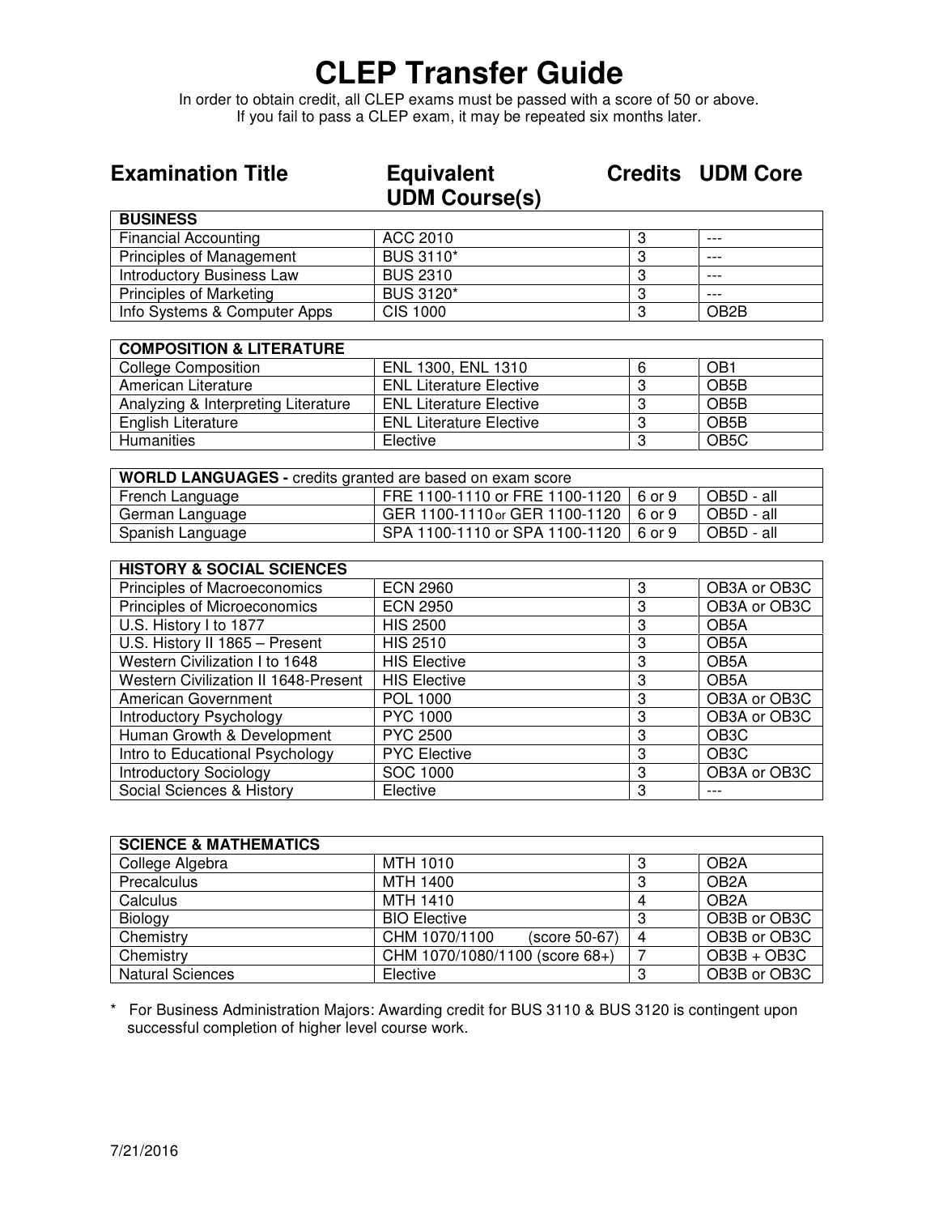# CLEP Transfer Guide

In order to obtain credit, all CLEP exams must be passed with a score of 50 or above.
If you fail to pass a CLEP exam, it may be repeated six months later.

| Examination Title | Equivalent UDM Course(s) | Credits | UDM Core |
|---|---|---|---|
| **BUSINESS** | | | |
| Financial Accounting | ACC 2010 | 3 | --- |
| Principles of Management | BUS 3110* | 3 | --- |
| Introductory Business Law | BUS 2310 | 3 | --- |
| Principles of Marketing | BUS 3120* | 3 | --- |
| Info Systems & Computer Apps | CIS 1000 | 3 | OB2B |
| **COMPOSITION & LITERATURE** | | | |
| College Composition | ENL 1300, ENL 1310 | 6 | OB1 |
| American Literature | ENL Literature Elective | 3 | OB5B |
| Analyzing & Interpreting Literature | ENL Literature Elective | 3 | OB5B |
| English Literature | ENL Literature Elective | 3 | OB5B |
| Humanities | Elective | 3 | OB5C |
| **WORLD LANGUAGES -** credits granted are based on exam score | | | |
| French Language | FRE 1100-1110 or FRE 1100-1120 | 6 or 9 | OB5D - all |
| German Language | GER 1100-1110 or GER 1100-1120 | 6 or 9 | OB5D - all |
| Spanish Language | SPA 1100-1110 or SPA 1100-1120 | 6 or 9 | OB5D - all |
| **HISTORY & SOCIAL SCIENCES** | | | |
| Principles of Macroeconomics | ECN 2960 | 3 | OB3A or OB3C |
| Principles of Microeconomics | ECN 2950 | 3 | OB3A or OB3C |
| U.S. History I to 1877 | HIS 2500 | 3 | OB5A |
| U.S. History II 1865 – Present | HIS 2510 | 3 | OB5A |
| Western Civilization I to 1648 | HIS Elective | 3 | OB5A |
| Western Civilization II 1648-Present | HIS Elective | 3 | OB5A |
| American Government | POL 1000 | 3 | OB3A or OB3C |
| Introductory Psychology | PYC 1000 | 3 | OB3A or OB3C |
| Human Growth & Development | PYC 2500 | 3 | OB3C |
| Intro to Educational Psychology | PYC Elective | 3 | OB3C |
| Introductory Sociology | SOC 1000 | 3 | OB3A or OB3C |
| Social Sciences & History | Elective | 3 | --- |
| **SCIENCE & MATHEMATICS** | | | |
| College Algebra | MTH 1010 | 3 | OB2A |
| Precalculus | MTH 1400 | 3 | OB2A |
| Calculus | MTH 1410 | 4 | OB2A |
| Biology | BIO Elective | 3 | OB3B or OB3C |
| Chemistry | CHM 1070/1100 (score 50-67) | 4 | OB3B or OB3C |
| Chemistry | CHM 1070/1080/1100 (score 68+) | 7 | OB3B + OB3C |
| Natural Sciences | Elective | 3 | OB3B or OB3C |

\* For Business Administration Majors: Awarding credit for BUS 3110 & BUS 3120 is contingent upon successful completion of higher level course work.

7/21/2016